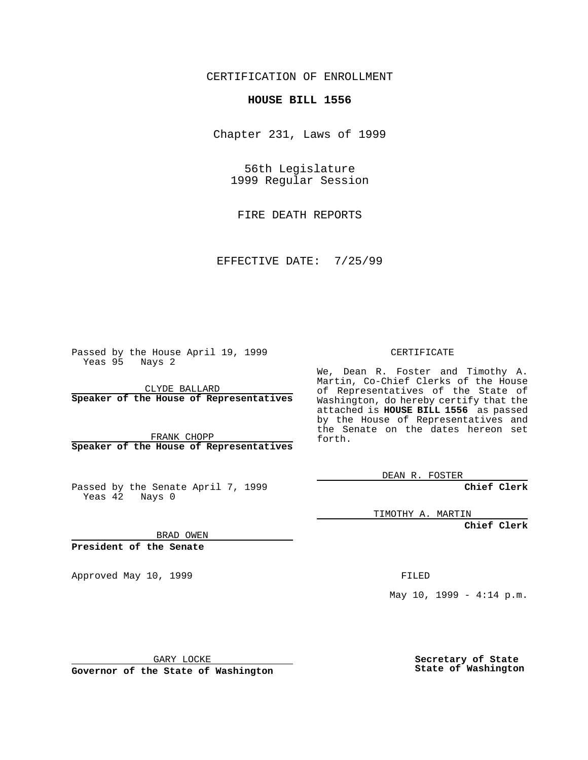CERTIFICATION OF ENROLLMENT

# HOUSE BILL 1556

Chapter 231, Laws of 1999

56th Legislature
1999 Regular Session

FIRE DEATH REPORTS

EFFECTIVE DATE: 7/25/99

Passed by the House April 19, 1999
Yeas 95 Nays 2

CLYDE BALLARD
**Speaker of the House of Representatives**

FRANK CHOPP
**Speaker of the House of Representatives**

Passed by the Senate April 7, 1999
Yeas 42 Nays 0

BRAD OWEN
**President of the Senate**

Approved May 10, 1999

GARY LOCKE
**Governor of the State of Washington**

CERTIFICATE

We, Dean R. Foster and Timothy A. Martin, Co-Chief Clerks of the House of Representatives of the State of Washington, do hereby certify that the attached is **HOUSE BILL 1556** as passed by the House of Representatives and the Senate on the dates hereon set forth.

DEAN R. FOSTER
**Chief Clerk**

TIMOTHY A. MARTIN
**Chief Clerk**

FILED

May 10, 1999 - 4:14 p.m.

**Secretary of State**
**State of Washington**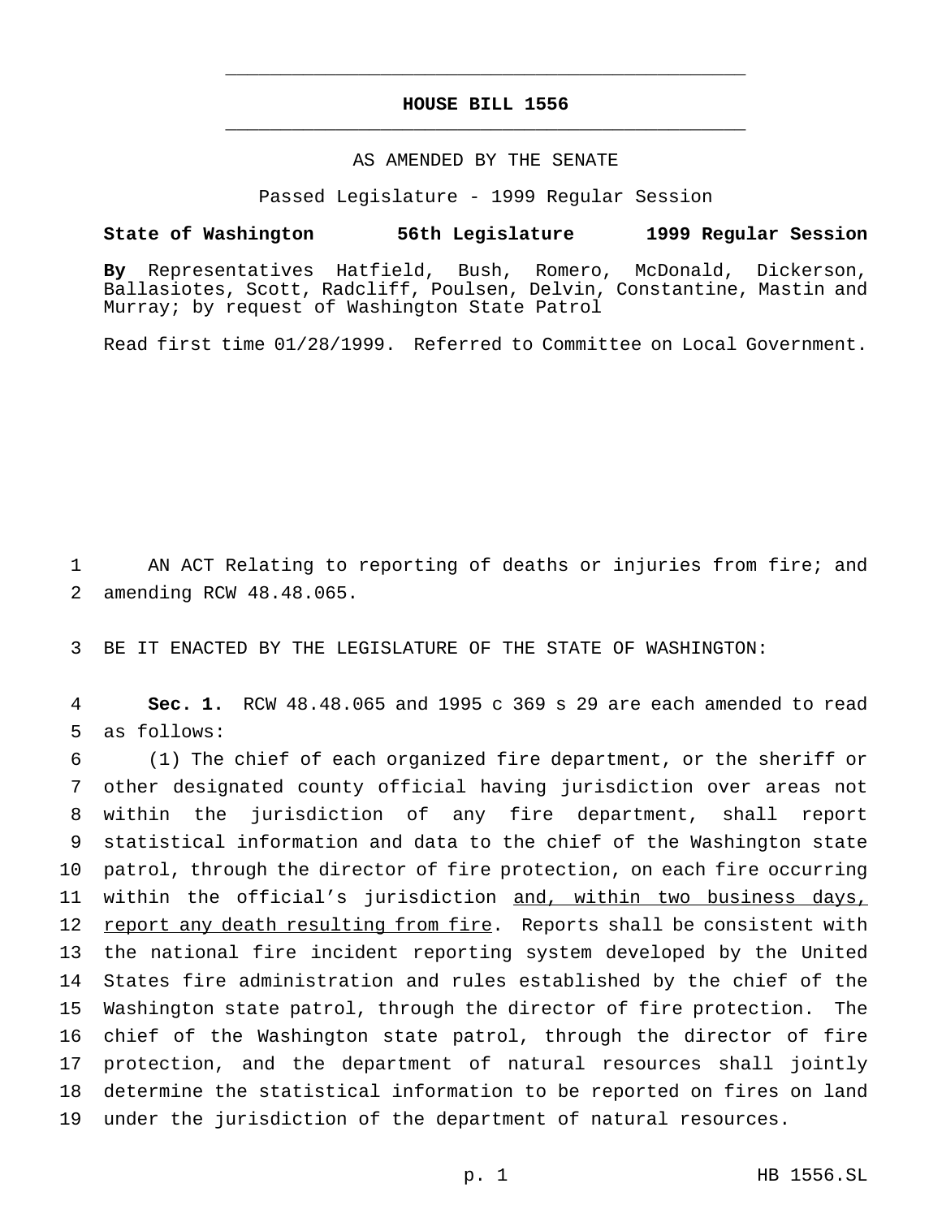# HOUSE BILL 1556

AS AMENDED BY THE SENATE

Passed Legislature - 1999 Regular Session

**State of Washington 56th Legislature 1999 Regular Session**

**By** Representatives Hatfield, Bush, Romero, McDonald, Dickerson, Ballasiotes, Scott, Radcliff, Poulsen, Delvin, Constantine, Mastin and Murray; by request of Washington State Patrol

Read first time 01/28/1999. Referred to Committee on Local Government.

AN ACT Relating to reporting of deaths or injuries from fire; and amending RCW 48.48.065.

BE IT ENACTED BY THE LEGISLATURE OF THE STATE OF WASHINGTON:

**Sec. 1.** RCW 48.48.065 and 1995 c 369 s 29 are each amended to read as follows:

(1) The chief of each organized fire department, or the sheriff or other designated county official having jurisdiction over areas not within the jurisdiction of any fire department, shall report statistical information and data to the chief of the Washington state patrol, through the director of fire protection, on each fire occurring within the official's jurisdiction <u>and, within two business days, report any death resulting from fire</u>. Reports shall be consistent with the national fire incident reporting system developed by the United States fire administration and rules established by the chief of the Washington state patrol, through the director of fire protection. The chief of the Washington state patrol, through the director of fire protection, and the department of natural resources shall jointly determine the statistical information to be reported on fires on land under the jurisdiction of the department of natural resources.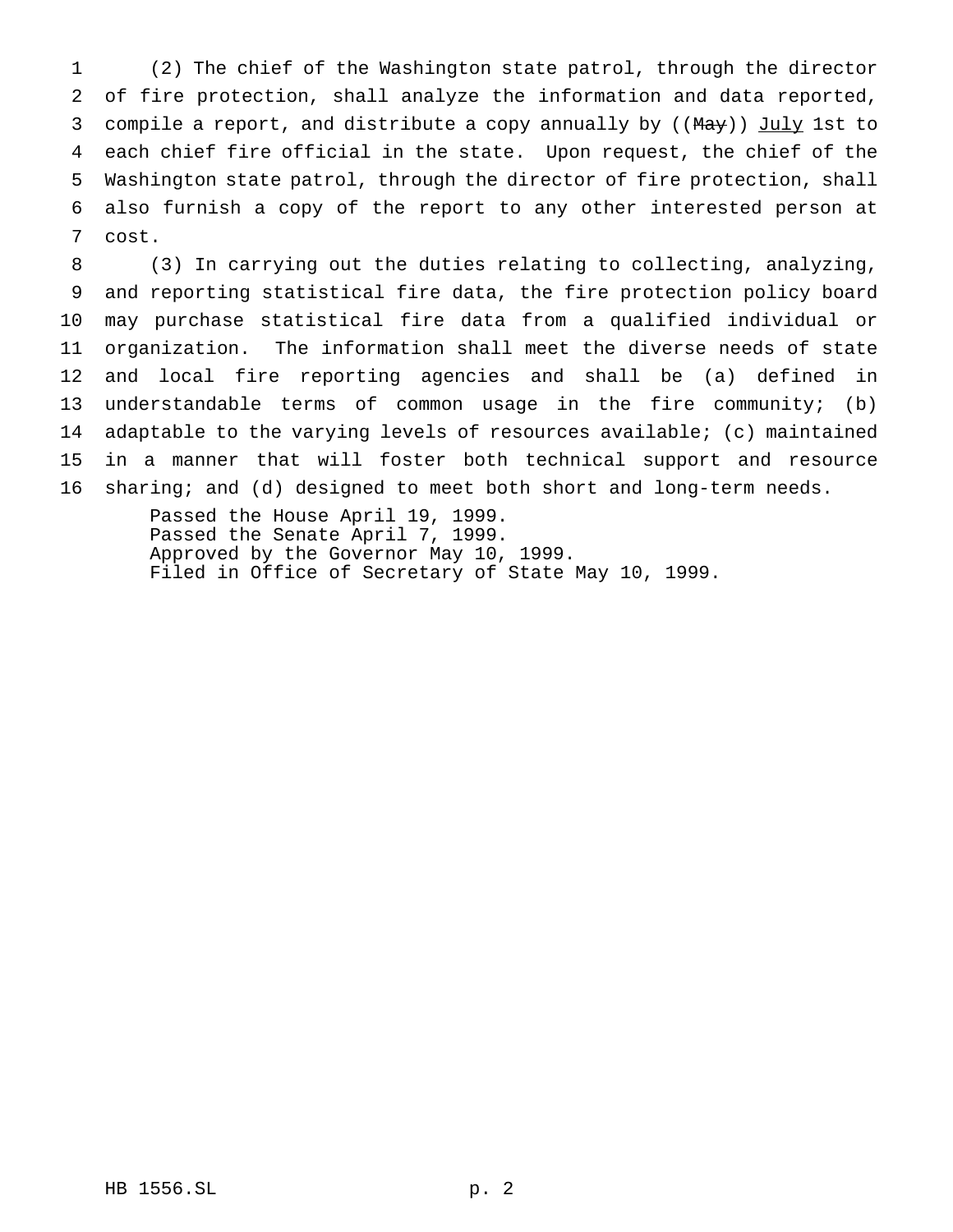(2) The chief of the Washington state patrol, through the director of fire protection, shall analyze the information and data reported, compile a report, and distribute a copy annually by ((~~May~~)) <u>July</u> 1st to each chief fire official in the state. Upon request, the chief of the Washington state patrol, through the director of fire protection, shall also furnish a copy of the report to any other interested person at cost.

(3) In carrying out the duties relating to collecting, analyzing, and reporting statistical fire data, the fire protection policy board may purchase statistical fire data from a qualified individual or organization. The information shall meet the diverse needs of state and local fire reporting agencies and shall be (a) defined in understandable terms of common usage in the fire community; (b) adaptable to the varying levels of resources available; (c) maintained in a manner that will foster both technical support and resource sharing; and (d) designed to meet both short and long-term needs.

Passed the House April 19, 1999.
Passed the Senate April 7, 1999.
Approved by the Governor May 10, 1999.
Filed in Office of Secretary of State May 10, 1999.